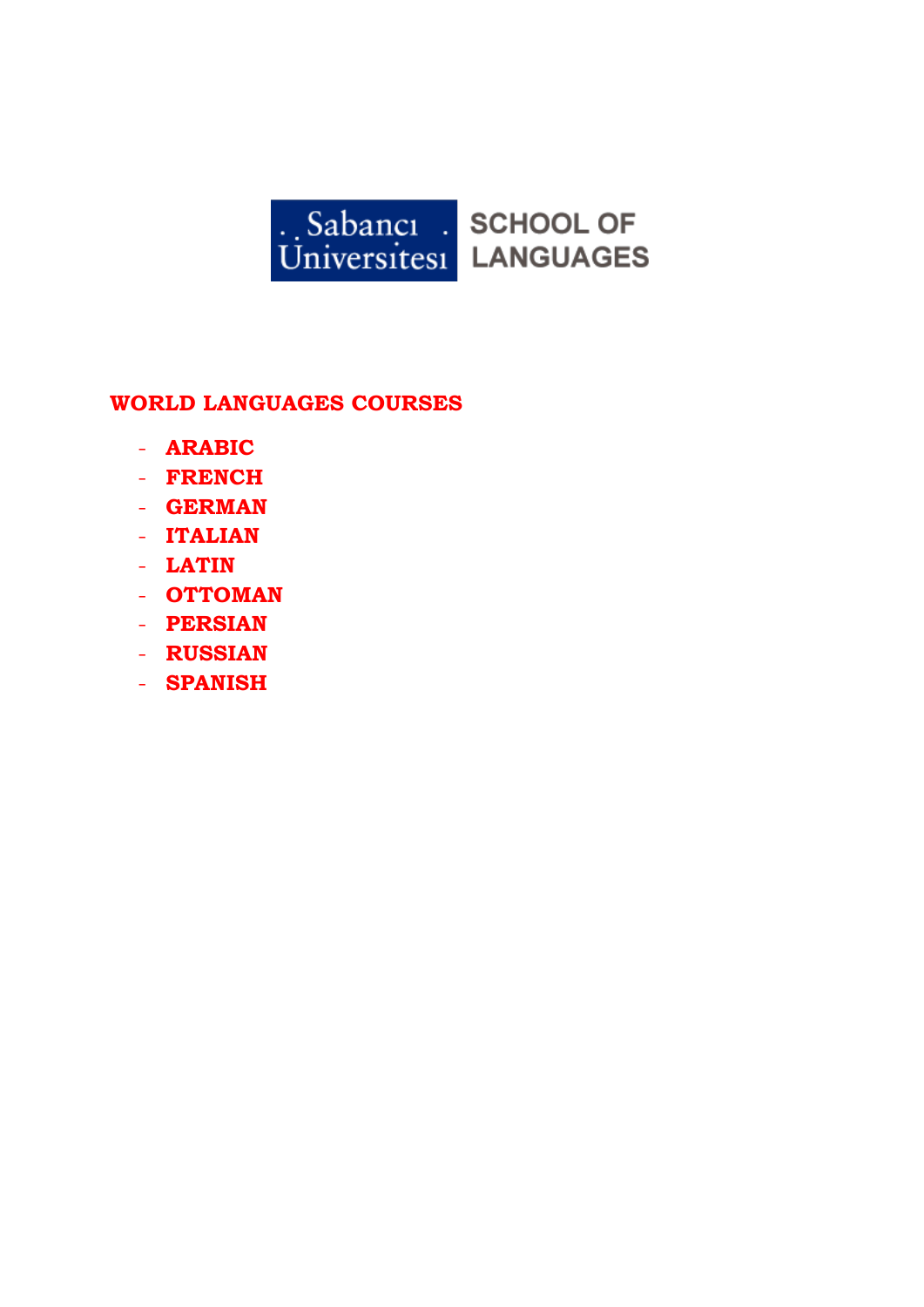Sabancı Üniversitesi SCHOOL OF LANGUAGES

## WORLD LANGUAGES COURSES

- **ARABIC**
- **FRENCH**
- **GERMAN**
- **ITALIAN**
- **LATIN**
- **OTTOMAN**
- **PERSIAN**
- **RUSSIAN**
- **SPANISH**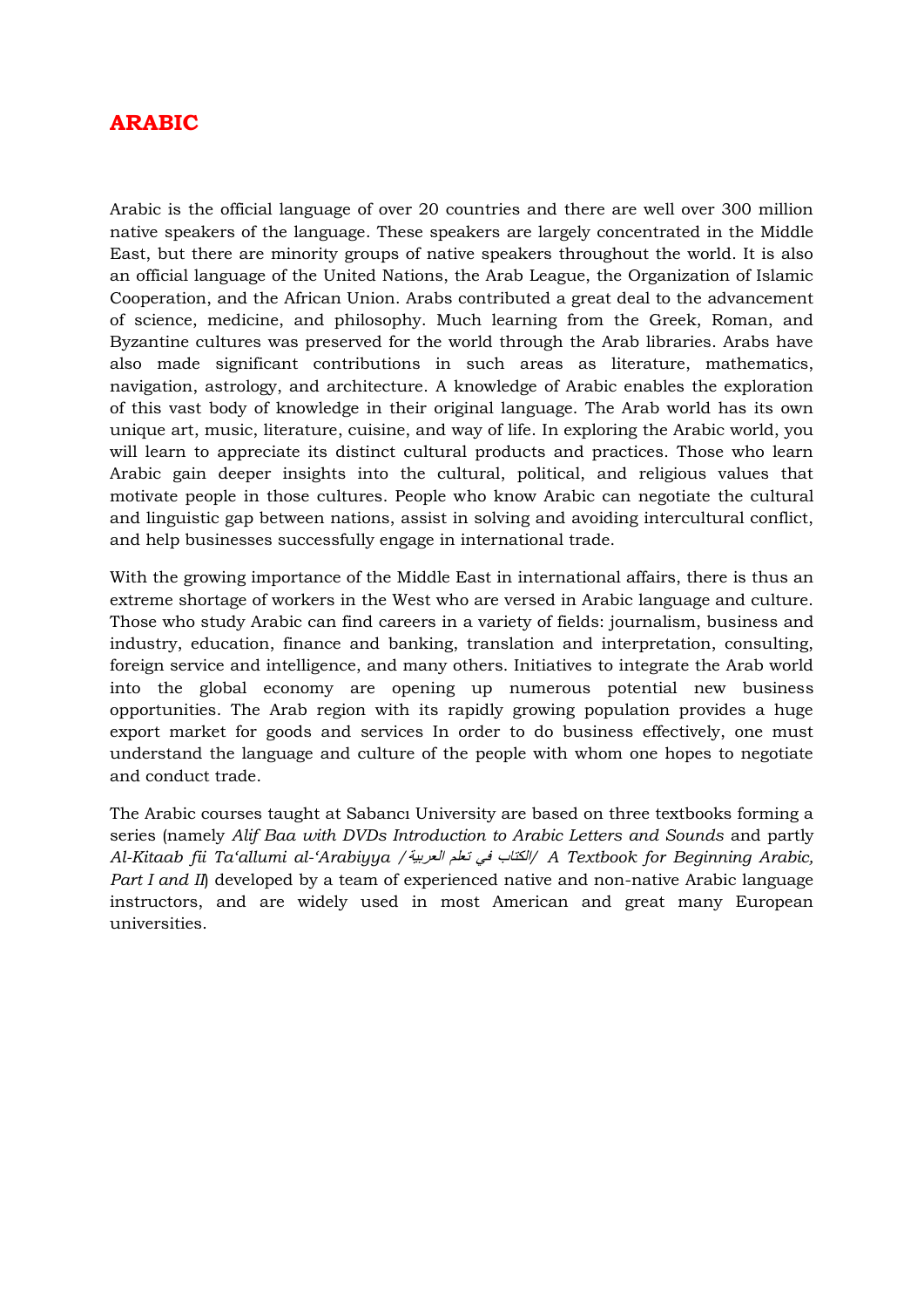# ARABIC

Arabic is the official language of over 20 countries and there are well over 300 million native speakers of the language. These speakers are largely concentrated in the Middle East, but there are minority groups of native speakers throughout the world. It is also an official language of the United Nations, the Arab League, the Organization of Islamic Cooperation, and the African Union. Arabs contributed a great deal to the advancement of science, medicine, and philosophy. Much learning from the Greek, Roman, and Byzantine cultures was preserved for the world through the Arab libraries. Arabs have also made significant contributions in such areas as literature, mathematics, navigation, astrology, and architecture. A knowledge of Arabic enables the exploration of this vast body of knowledge in their original language. The Arab world has its own unique art, music, literature, cuisine, and way of life. In exploring the Arabic world, you will learn to appreciate its distinct cultural products and practices. Those who learn Arabic gain deeper insights into the cultural, political, and religious values that motivate people in those cultures. People who know Arabic can negotiate the cultural and linguistic gap between nations, assist in solving and avoiding intercultural conflict, and help businesses successfully engage in international trade.

With the growing importance of the Middle East in international affairs, there is thus an extreme shortage of workers in the West who are versed in Arabic language and culture. Those who study Arabic can find careers in a variety of fields: journalism, business and industry, education, finance and banking, translation and interpretation, consulting, foreign service and intelligence, and many others. Initiatives to integrate the Arab world into the global economy are opening up numerous potential new business opportunities. The Arab region with its rapidly growing population provides a huge export market for goods and services In order to do business effectively, one must understand the language and culture of the people with whom one hopes to negotiate and conduct trade.

The Arabic courses taught at Sabancı University are based on three textbooks forming a series (namely *Alif Baa with DVDs Introduction to Arabic Letters and Sounds* and partly *Al-Kitaab fii Ta'allumi al-'Arabiyya / الكتاب في تعلم العربية / A Textbook for Beginning Arabic, Part I and II*) developed by a team of experienced native and non-native Arabic language instructors, and are widely used in most American and great many European universities.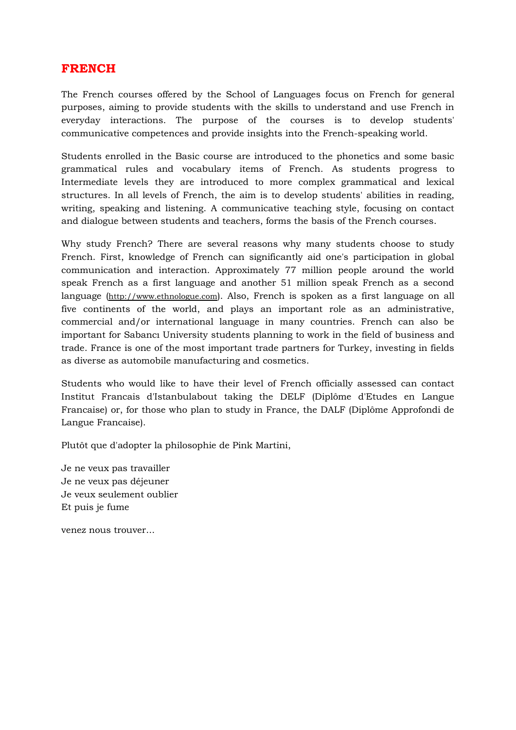## FRENCH

The French courses offered by the School of Languages focus on French for general purposes, aiming to provide students with the skills to understand and use French in everyday interactions. The purpose of the courses is to develop students' communicative competences and provide insights into the French-speaking world.

Students enrolled in the Basic course are introduced to the phonetics and some basic grammatical rules and vocabulary items of French. As students progress to Intermediate levels they are introduced to more complex grammatical and lexical structures. In all levels of French, the aim is to develop students' abilities in reading, writing, speaking and listening. A communicative teaching style, focusing on contact and dialogue between students and teachers, forms the basis of the French courses.

Why study French? There are several reasons why many students choose to study French. First, knowledge of French can significantly aid one's participation in global communication and interaction. Approximately 77 million people around the world speak French as a first language and another 51 million speak French as a second language (http://www.ethnologue.com). Also, French is spoken as a first language on all five continents of the world, and plays an important role as an administrative, commercial and/or international language in many countries. French can also be important for Sabancı University students planning to work in the field of business and trade. France is one of the most important trade partners for Turkey, investing in fields as diverse as automobile manufacturing and cosmetics.

Students who would like to have their level of French officially assessed can contact Institut Francais d'Istanbulabout taking the DELF (Diplôme d'Etudes en Langue Francaise) or, for those who plan to study in France, the DALF (Diplôme Approfondi de Langue Francaise).

Plutôt que d'adopter la philosophie de Pink Martini,

Je ne veux pas travailler  
Je ne veux pas déjeuner  
Je veux seulement oublier  
Et puis je fume

venez nous trouver...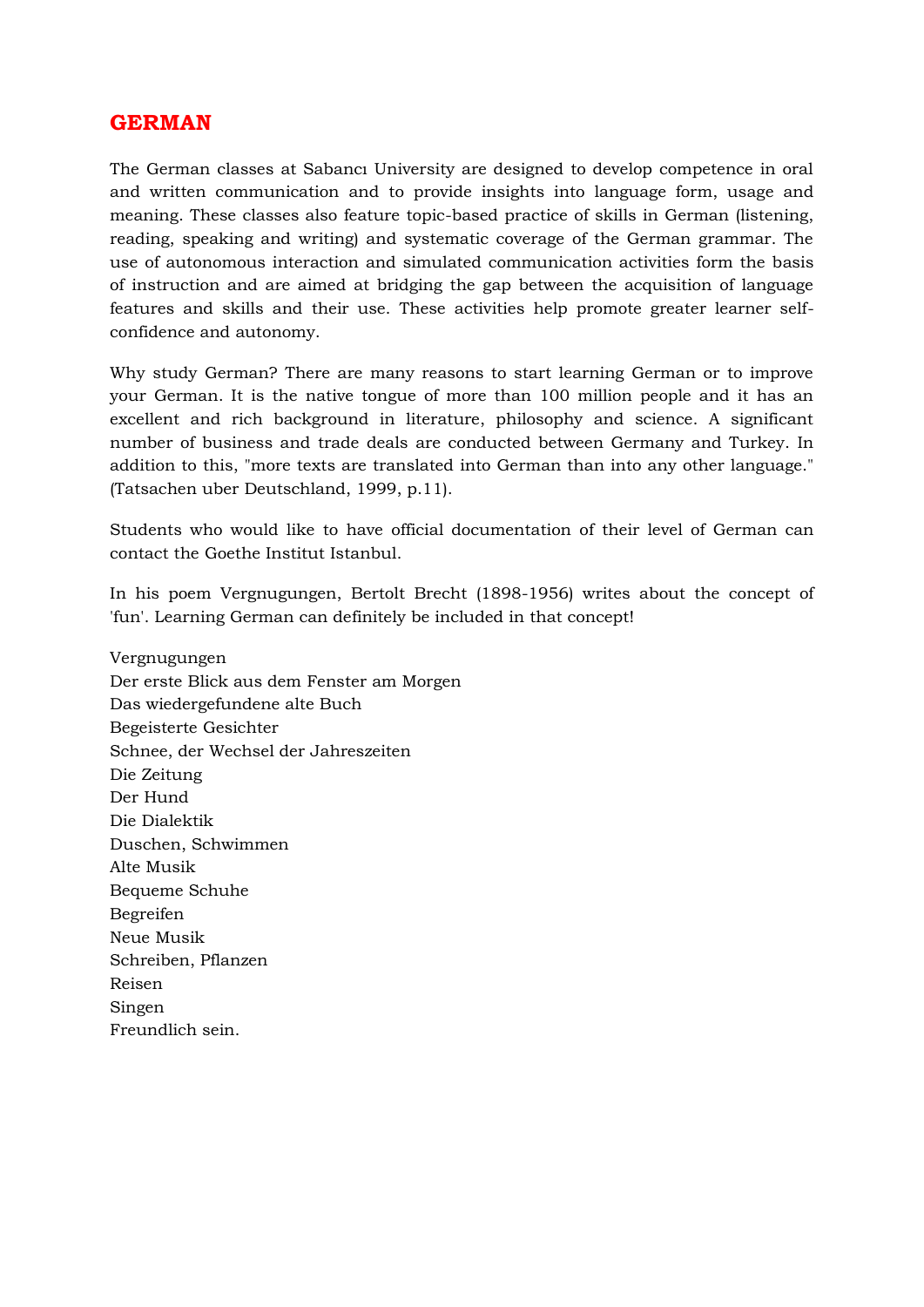# GERMAN

The German classes at Sabancı University are designed to develop competence in oral and written communication and to provide insights into language form, usage and meaning. These classes also feature topic-based practice of skills in German (listening, reading, speaking and writing) and systematic coverage of the German grammar. The use of autonomous interaction and simulated communication activities form the basis of instruction and are aimed at bridging the gap between the acquisition of language features and skills and their use. These activities help promote greater learner self-confidence and autonomy.

Why study German? There are many reasons to start learning German or to improve your German. It is the native tongue of more than 100 million people and it has an excellent and rich background in literature, philosophy and science. A significant number of business and trade deals are conducted between Germany and Turkey. In addition to this, "more texts are translated into German than into any other language." (Tatsachen uber Deutschland, 1999, p.11).

Students who would like to have official documentation of their level of German can contact the Goethe Institut Istanbul.

In his poem Vergnugungen, Bertolt Brecht (1898-1956) writes about the concept of 'fun'. Learning German can definitely be included in that concept!

Vergnugungen  
Der erste Blick aus dem Fenster am Morgen  
Das wiedergefundene alte Buch  
Begeisterte Gesichter  
Schnee, der Wechsel der Jahreszeiten  
Die Zeitung  
Der Hund  
Die Dialektik  
Duschen, Schwimmen  
Alte Musik  
Bequeme Schuhe  
Begreifen  
Neue Musik  
Schreiben, Pflanzen  
Reisen  
Singen  
Freundlich sein.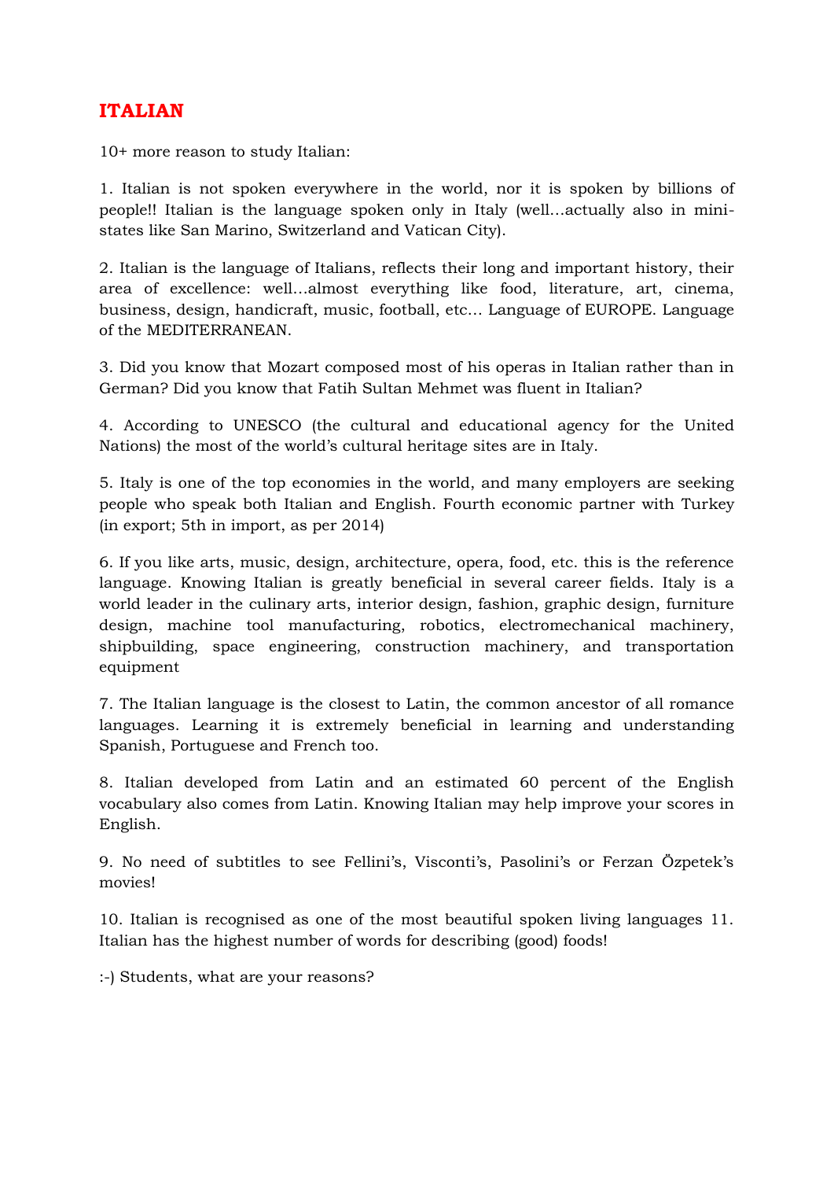# ITALIAN

10+ more reason to study Italian:

1. Italian is not spoken everywhere in the world, nor it is spoken by billions of people!! Italian is the language spoken only in Italy (well…actually also in mini-states like San Marino, Switzerland and Vatican City).

2. Italian is the language of Italians, reflects their long and important history, their area of excellence: well…almost everything like food, literature, art, cinema, business, design, handicraft, music, football, etc… Language of EUROPE. Language of the MEDITERRANEAN.

3. Did you know that Mozart composed most of his operas in Italian rather than in German? Did you know that Fatih Sultan Mehmet was fluent in Italian?

4. According to UNESCO (the cultural and educational agency for the United Nations) the most of the world's cultural heritage sites are in Italy.

5. Italy is one of the top economies in the world, and many employers are seeking people who speak both Italian and English. Fourth economic partner with Turkey (in export; 5th in import, as per 2014)

6. If you like arts, music, design, architecture, opera, food, etc. this is the reference language. Knowing Italian is greatly beneficial in several career fields. Italy is a world leader in the culinary arts, interior design, fashion, graphic design, furniture design, machine tool manufacturing, robotics, electromechanical machinery, shipbuilding, space engineering, construction machinery, and transportation equipment

7. The Italian language is the closest to Latin, the common ancestor of all romance languages. Learning it is extremely beneficial in learning and understanding Spanish, Portuguese and French too.

8. Italian developed from Latin and an estimated 60 percent of the English vocabulary also comes from Latin. Knowing Italian may help improve your scores in English.

9. No need of subtitles to see Fellini's, Visconti's, Pasolini's or Ferzan Özpetek's movies!

10. Italian is recognised as one of the most beautiful spoken living languages 11. Italian has the highest number of words for describing (good) foods!

:-) Students, what are your reasons?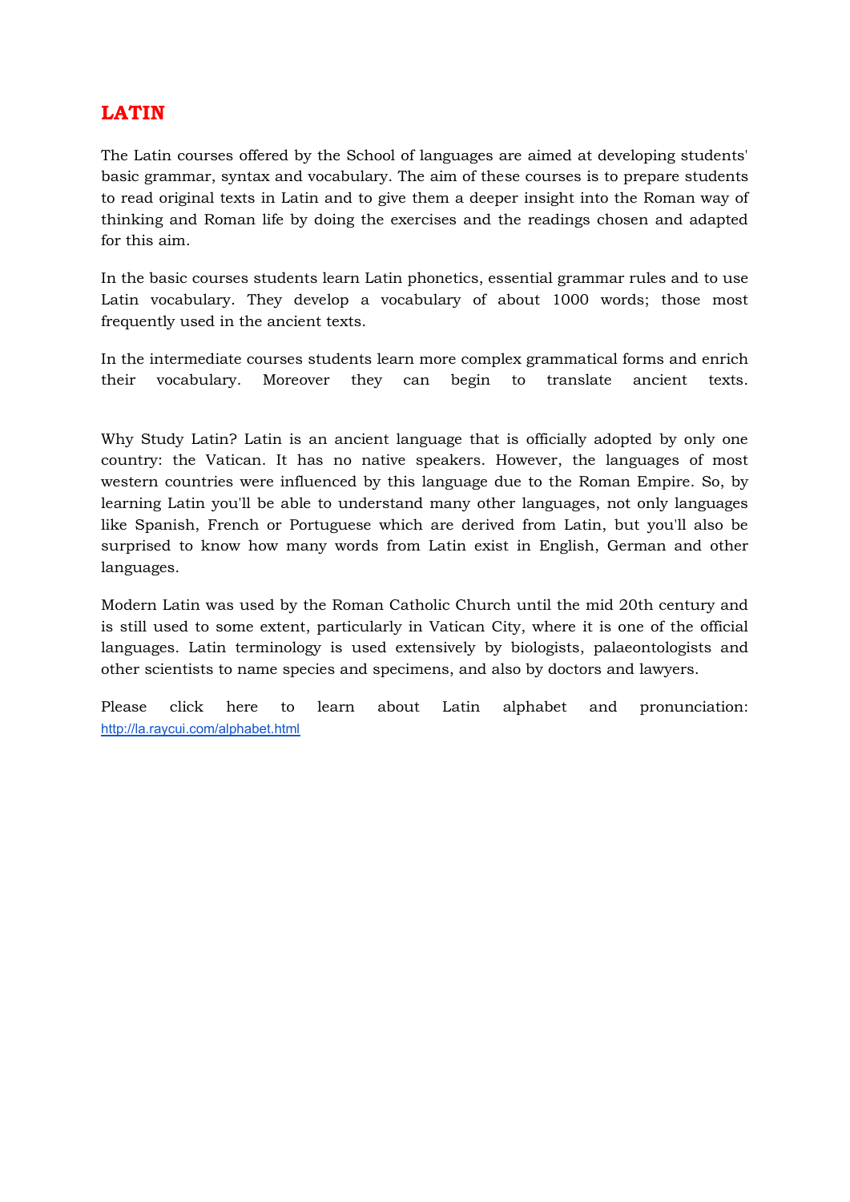# LATIN

The Latin courses offered by the School of languages are aimed at developing students' basic grammar, syntax and vocabulary. The aim of these courses is to prepare students to read original texts in Latin and to give them a deeper insight into the Roman way of thinking and Roman life by doing the exercises and the readings chosen and adapted for this aim.

In the basic courses students learn Latin phonetics, essential grammar rules and to use Latin vocabulary. They develop a vocabulary of about 1000 words; those most frequently used in the ancient texts.

In the intermediate courses students learn more complex grammatical forms and enrich their vocabulary. Moreover they can begin to translate ancient texts.

Why Study Latin? Latin is an ancient language that is officially adopted by only one country: the Vatican. It has no native speakers. However, the languages of most western countries were influenced by this language due to the Roman Empire. So, by learning Latin you'll be able to understand many other languages, not only languages like Spanish, French or Portuguese which are derived from Latin, but you'll also be surprised to know how many words from Latin exist in English, German and other languages.

Modern Latin was used by the Roman Catholic Church until the mid 20th century and is still used to some extent, particularly in Vatican City, where it is one of the official languages. Latin terminology is used extensively by biologists, palaeontologists and other scientists to name species and specimens, and also by doctors and lawyers.

Please click here to learn about Latin alphabet and pronunciation: http://la.raycui.com/alphabet.html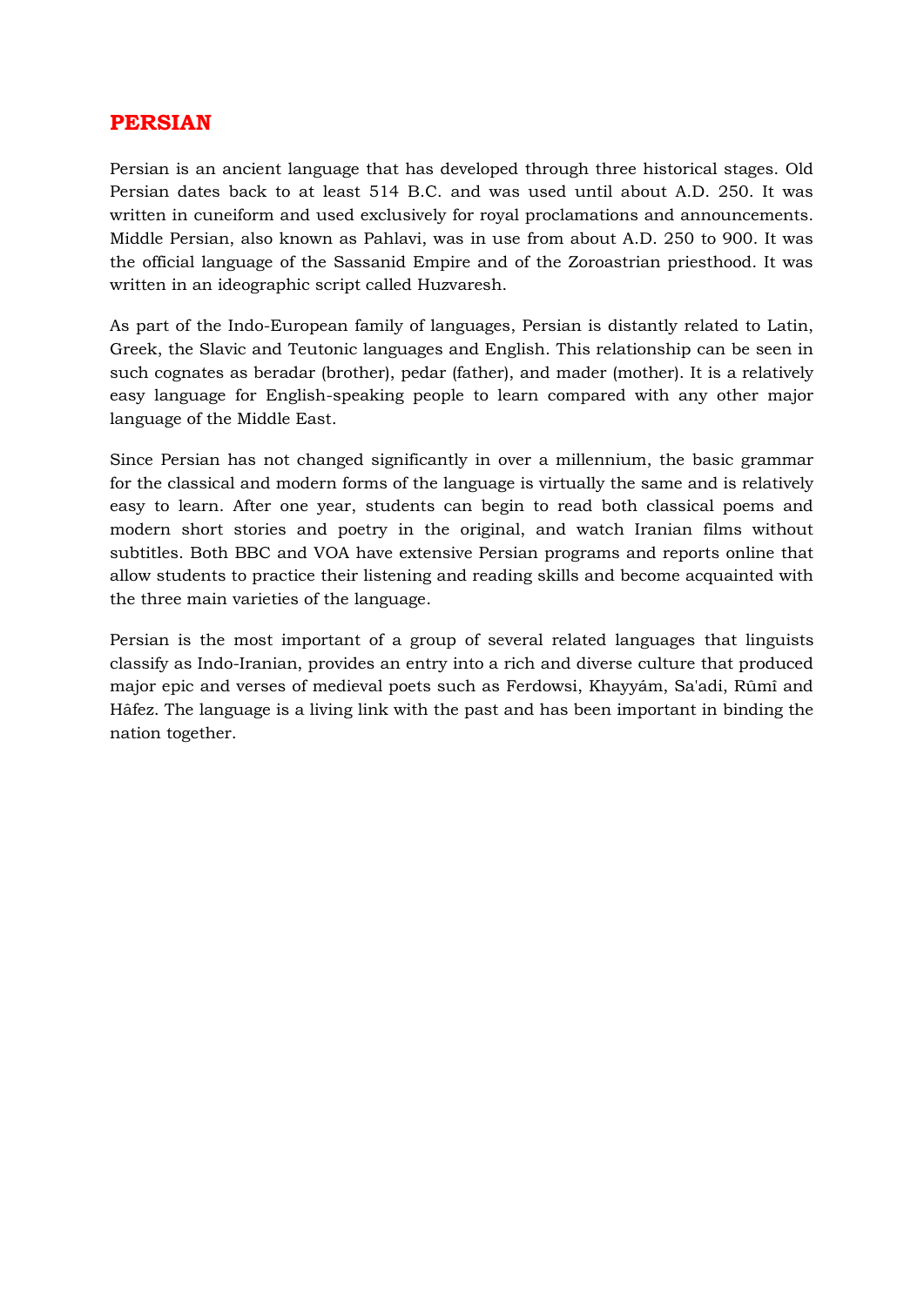## PERSIAN

Persian is an ancient language that has developed through three historical stages. Old Persian dates back to at least 514 B.C. and was used until about A.D. 250. It was written in cuneiform and used exclusively for royal proclamations and announcements. Middle Persian, also known as Pahlavi, was in use from about A.D. 250 to 900. It was the official language of the Sassanid Empire and of the Zoroastrian priesthood. It was written in an ideographic script called Huzvaresh.

As part of the Indo-European family of languages, Persian is distantly related to Latin, Greek, the Slavic and Teutonic languages and English. This relationship can be seen in such cognates as beradar (brother), pedar (father), and mader (mother). It is a relatively easy language for English-speaking people to learn compared with any other major language of the Middle East.

Since Persian has not changed significantly in over a millennium, the basic grammar for the classical and modern forms of the language is virtually the same and is relatively easy to learn. After one year, students can begin to read both classical poems and modern short stories and poetry in the original, and watch Iranian films without subtitles. Both BBC and VOA have extensive Persian programs and reports online that allow students to practice their listening and reading skills and become acquainted with the three main varieties of the language.

Persian is the most important of a group of several related languages that linguists classify as Indo-Iranian, provides an entry into a rich and diverse culture that produced major epic and verses of medieval poets such as Ferdowsi, Khayyám, Sa'adi, Rûmî and Hâfez. The language is a living link with the past and has been important in binding the nation together.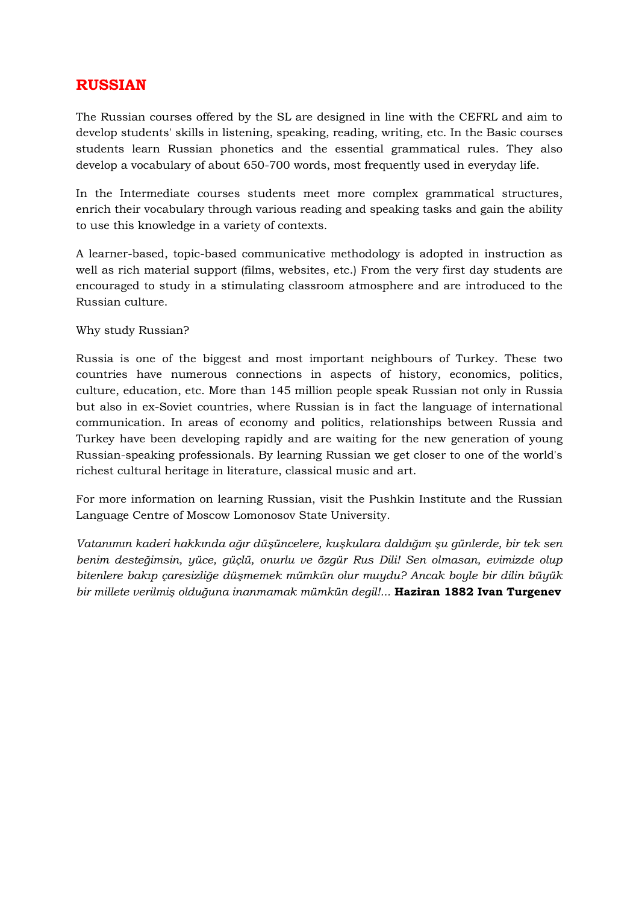# RUSSIAN

The Russian courses offered by the SL are designed in line with the CEFRL and aim to develop students' skills in listening, speaking, reading, writing, etc. In the Basic courses students learn Russian phonetics and the essential grammatical rules. They also develop a vocabulary of about 650-700 words, most frequently used in everyday life.

In the Intermediate courses students meet more complex grammatical structures, enrich their vocabulary through various reading and speaking tasks and gain the ability to use this knowledge in a variety of contexts.

A learner-based, topic-based communicative methodology is adopted in instruction as well as rich material support (films, websites, etc.) From the very first day students are encouraged to study in a stimulating classroom atmosphere and are introduced to the Russian culture.

Why study Russian?

Russia is one of the biggest and most important neighbours of Turkey. These two countries have numerous connections in aspects of history, economics, politics, culture, education, etc. More than 145 million people speak Russian not only in Russia but also in ex-Soviet countries, where Russian is in fact the language of international communication. In areas of economy and politics, relationships between Russia and Turkey have been developing rapidly and are waiting for the new generation of young Russian-speaking professionals. By learning Russian we get closer to one of the world's richest cultural heritage in literature, classical music and art.

For more information on learning Russian, visit the Pushkin Institute and the Russian Language Centre of Moscow Lomonosov State University.

*Vatanımın kaderi hakkında ağır düşüncelere, kuşkulara daldığım şu günlerde, bir tek sen benim desteğimsin, yüce, güçlü, onurlu ve özgür Rus Dili! Sen olmasan, evimizde olup bitenlere bakıp çaresizliğe düşmemek mümkün olur muydu? Ancak boyle bir dilin büyük bir millete verilmiş olduğuna inanmamak mümkün degil!...* **Haziran 1882 Ivan Turgenev**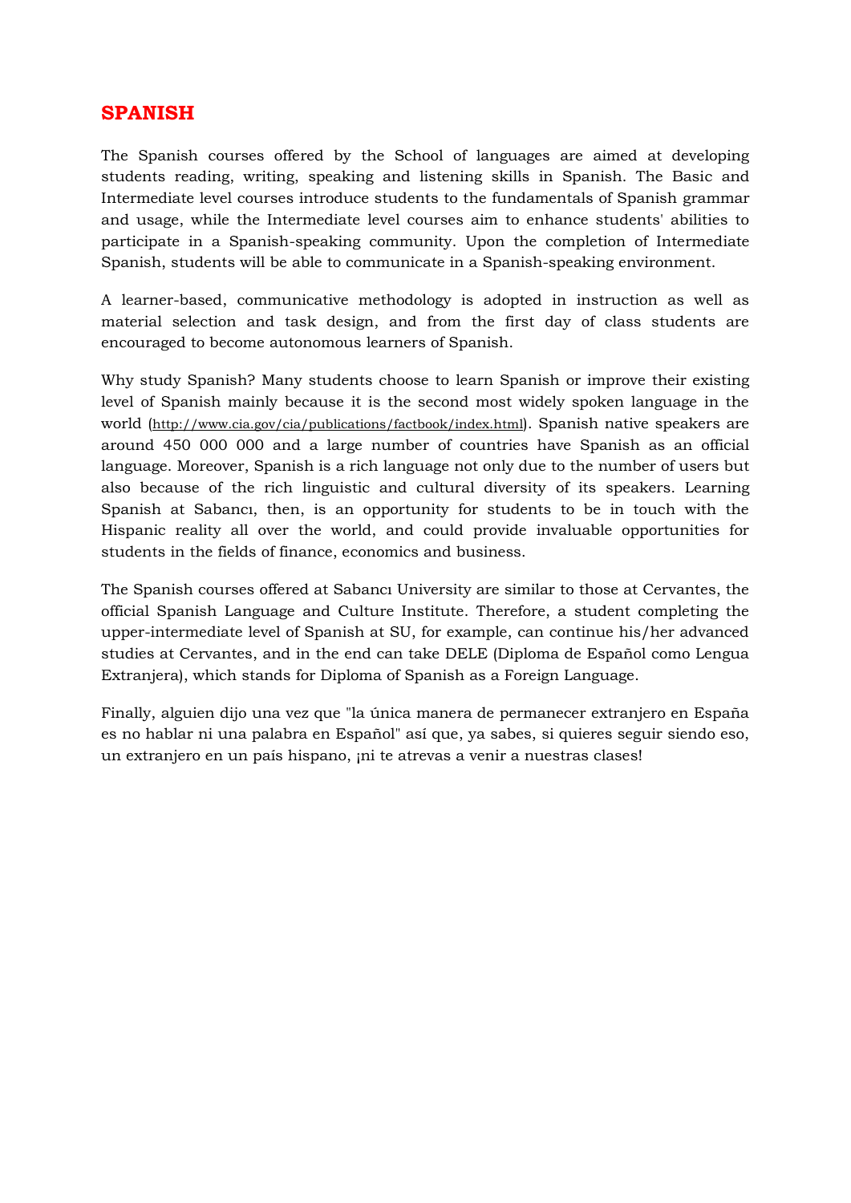## SPANISH

The Spanish courses offered by the School of languages are aimed at developing students reading, writing, speaking and listening skills in Spanish. The Basic and Intermediate level courses introduce students to the fundamentals of Spanish grammar and usage, while the Intermediate level courses aim to enhance students' abilities to participate in a Spanish-speaking community. Upon the completion of Intermediate Spanish, students will be able to communicate in a Spanish-speaking environment.

A learner-based, communicative methodology is adopted in instruction as well as material selection and task design, and from the first day of class students are encouraged to become autonomous learners of Spanish.

Why study Spanish? Many students choose to learn Spanish or improve their existing level of Spanish mainly because it is the second most widely spoken language in the world (http://www.cia.gov/cia/publications/factbook/index.html). Spanish native speakers are around 450 000 000 and a large number of countries have Spanish as an official language. Moreover, Spanish is a rich language not only due to the number of users but also because of the rich linguistic and cultural diversity of its speakers. Learning Spanish at Sabancı, then, is an opportunity for students to be in touch with the Hispanic reality all over the world, and could provide invaluable opportunities for students in the fields of finance, economics and business.

The Spanish courses offered at Sabancı University are similar to those at Cervantes, the official Spanish Language and Culture Institute. Therefore, a student completing the upper-intermediate level of Spanish at SU, for example, can continue his/her advanced studies at Cervantes, and in the end can take DELE (Diploma de Español como Lengua Extranjera), which stands for Diploma of Spanish as a Foreign Language.

Finally, alguien dijo una vez que "la única manera de permanecer extranjero en España es no hablar ni una palabra en Español" así que, ya sabes, si quieres seguir siendo eso, un extranjero en un país hispano, ¡ni te atrevas a venir a nuestras clases!